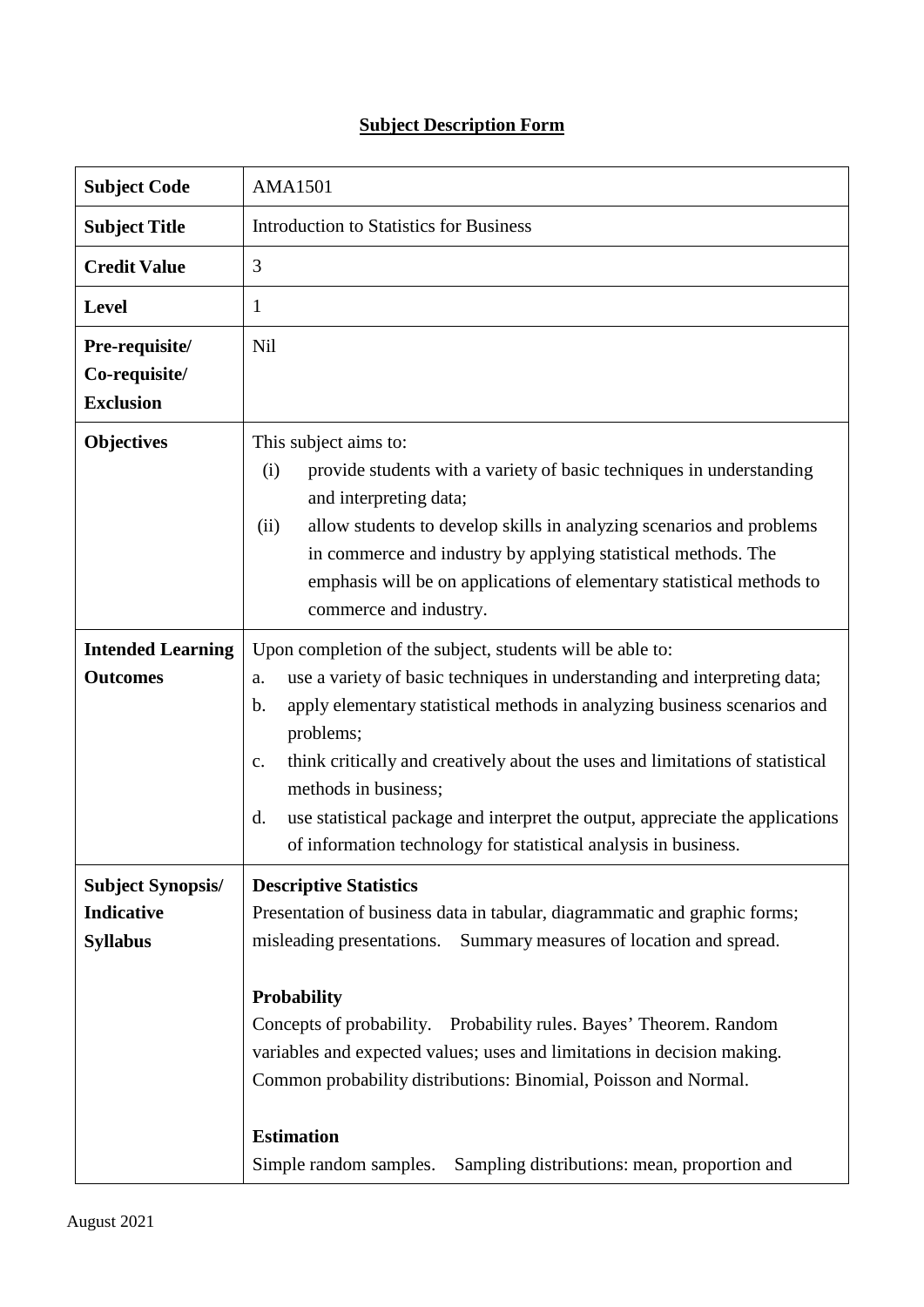## Subject Description Form

| | |
|---|---|
| **Subject Code** | AMA1501 |
| **Subject Title** | Introduction to Statistics for Business |
| **Credit Value** | 3 |
| **Level** | 1 |
| **Pre-requisite/ Co-requisite/ Exclusion** | Nil |
| **Objectives** | This subject aims to:<br>(i) provide students with a variety of basic techniques in understanding and interpreting data;<br>(ii) allow students to develop skills in analyzing scenarios and problems in commerce and industry by applying statistical methods. The emphasis will be on applications of elementary statistical methods to commerce and industry. |
| **Intended Learning Outcomes** | Upon completion of the subject, students will be able to:<br>a. use a variety of basic techniques in understanding and interpreting data;<br>b. apply elementary statistical methods in analyzing business scenarios and problems;<br>c. think critically and creatively about the uses and limitations of statistical methods in business;<br>d. use statistical package and interpret the output, appreciate the applications of information technology for statistical analysis in business. |
| **Subject Synopsis/ Indicative Syllabus** | **Descriptive Statistics**<br>Presentation of business data in tabular, diagrammatic and graphic forms; misleading presentations. Summary measures of location and spread.<br><br>**Probability**<br>Concepts of probability. Probability rules. Bayes' Theorem. Random variables and expected values; uses and limitations in decision making. Common probability distributions: Binomial, Poisson and Normal.<br><br>**Estimation**<br>Simple random samples. Sampling distributions: mean, proportion and |

August 2021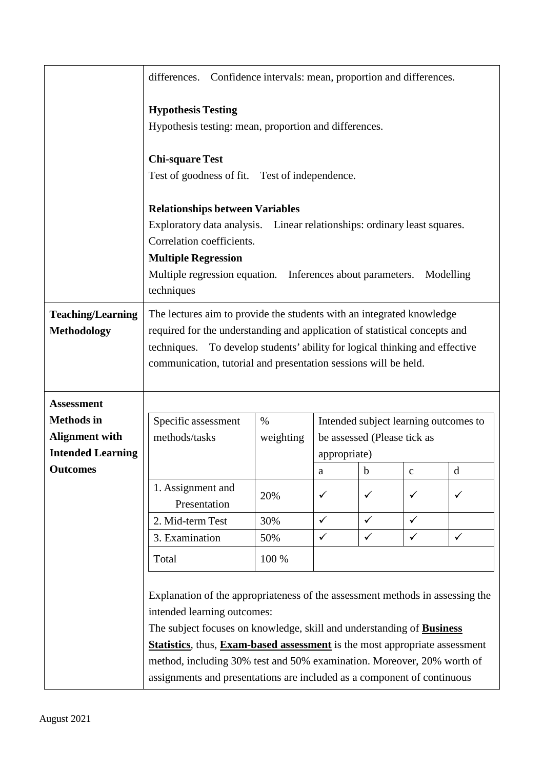| | |
|---|---|
| | differences. Confidence intervals: mean, proportion and differences.<br><br>**Hypothesis Testing**<br>Hypothesis testing: mean, proportion and differences.<br><br>**Chi-square Test**<br>Test of goodness of fit. Test of independence.<br><br>**Relationships between Variables**<br>Exploratory data analysis. Linear relationships: ordinary least squares. Correlation coefficients.<br>**Multiple Regression**<br>Multiple regression equation. Inferences about parameters. Modelling techniques |
| **Teaching/Learning Methodology** | The lectures aim to provide the students with an integrated knowledge required for the understanding and application of statistical concepts and techniques. To develop students' ability for logical thinking and effective communication, tutorial and presentation sessions will be held. |
| **Assessment Methods in Alignment with Intended Learning Outcomes** | See table below |

| Specific assessment methods/tasks | % weighting | Intended subject learning outcomes to be assessed (Please tick as appropriate) | | | |
|---|---|---|---|---|---|
| | | a | b | c | d |
| 1. Assignment and Presentation | 20% | ✓ | ✓ | ✓ | ✓ |
| 2. Mid-term Test | 30% | ✓ | ✓ | ✓ | |
| 3. Examination | 50% | ✓ | ✓ | ✓ | ✓ |
| Total | 100 % | | | | |

Explanation of the appropriateness of the assessment methods in assessing the intended learning outcomes:

The subject focuses on knowledge, skill and understanding of **Business Statistics**, thus, **Exam-based assessment** is the most appropriate assessment method, including 30% test and 50% examination. Moreover, 20% worth of assignments and presentations are included as a component of continuous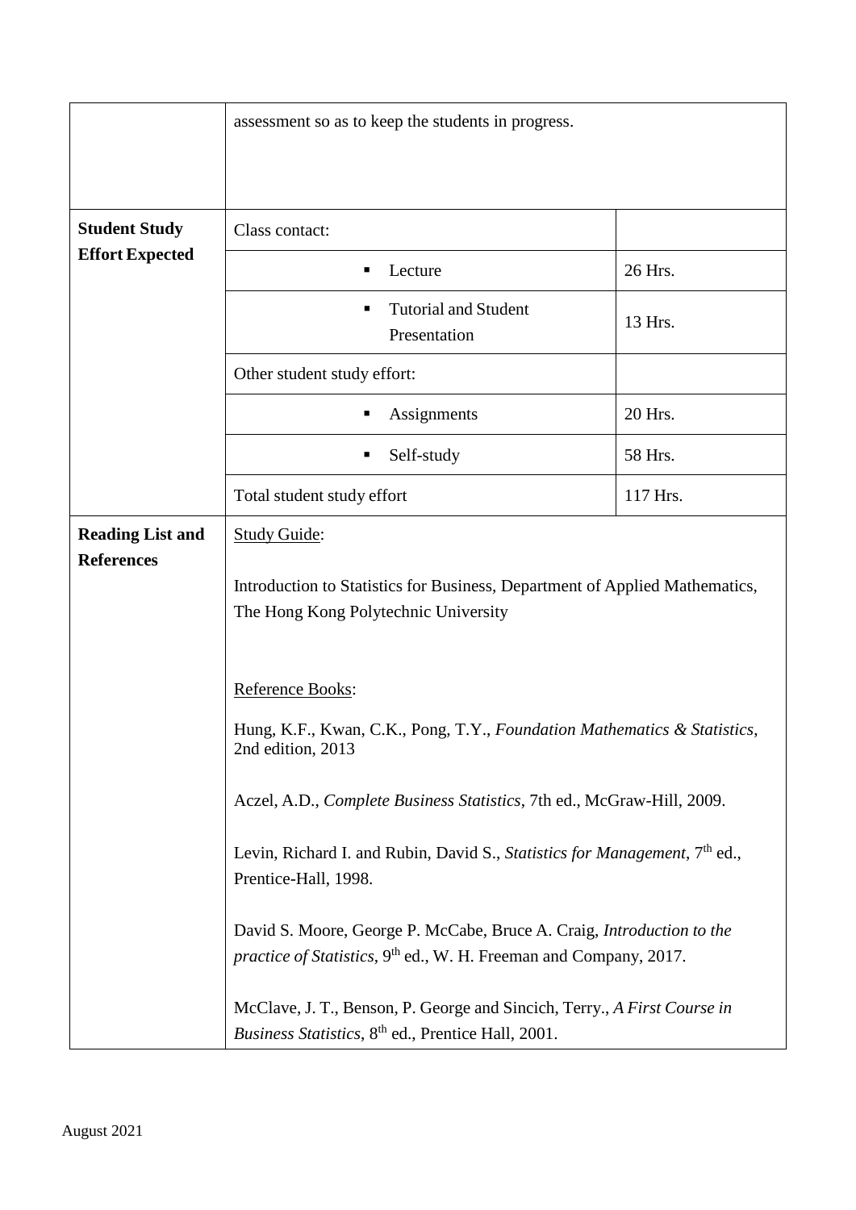| | | |
|---|---|---|
| | assessment so as to keep the students in progress. | |
| **Student Study Effort Expected** | Class contact: | |
| | ▪ Lecture | 26 Hrs. |
| | ▪ Tutorial and Student Presentation | 13 Hrs. |
| | Other student study effort: | |
| | ▪ Assignments | 20 Hrs. |
| | ▪ Self-study | 58 Hrs. |
| | Total student study effort | 117 Hrs. |
| **Reading List and References** | Study Guide:<br><br>Introduction to Statistics for Business, Department of Applied Mathematics, The Hong Kong Polytechnic University<br><br>Reference Books:<br><br>Hung, K.F., Kwan, C.K., Pong, T.Y., *Foundation Mathematics & Statistics*, 2nd edition, 2013<br><br>Aczel, A.D., *Complete Business Statistics*, 7th ed., McGraw-Hill, 2009.<br><br>Levin, Richard I. and Rubin, David S., *Statistics for Management*, 7th ed., Prentice-Hall, 1998.<br><br>David S. Moore, George P. McCabe, Bruce A. Craig, *Introduction to the practice of Statistics*, 9th ed., W. H. Freeman and Company, 2017.<br><br>McClave, J. T., Benson, P. George and Sincich, Terry., *A First Course in Business Statistics*, 8th ed., Prentice Hall, 2001. | |

August 2021